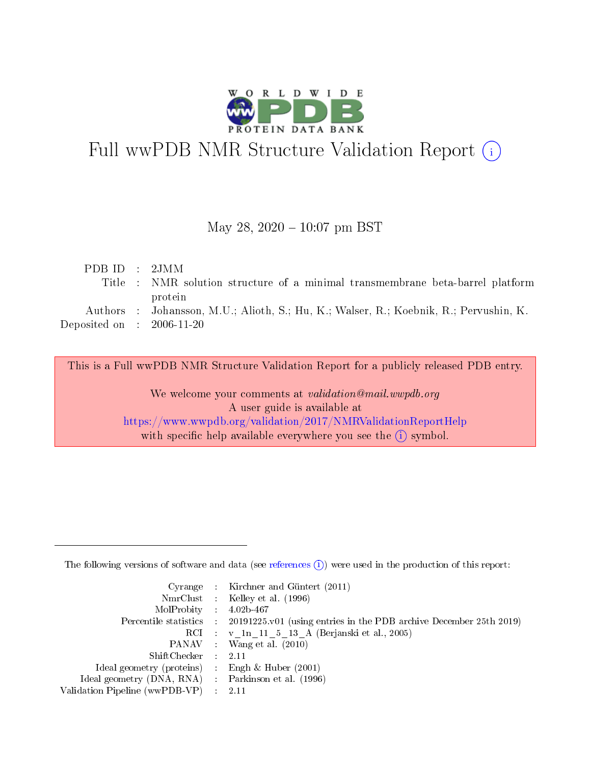# Full wwPDB NMR Structure Validation Report (i)

May 28, 2020 – 10:07 pm BST

| | | |
|---|---|---|
| PDB ID | : | 2JMM |
| Title | : | NMR solution structure of a minimal transmembrane beta-barrel platform protein |
| Authors | : | Johansson, M.U.; Alioth, S.; Hu, K.; Walser, R.; Koebnik, R.; Pervushin, K. |
| Deposited on | : | 2006-11-20 |

This is a Full wwPDB NMR Structure Validation Report for a publicly released PDB entry.

We welcome your comments at *validation@mail.wwpdb.org*
A user guide is available at
https://www.wwpdb.org/validation/2017/NMRValidationReportHelp
with specific help available everywhere you see the (i) symbol.

---

The following versions of software and data (see references (i)) were used in the production of this report:

| | | |
|---|---|---|
| Cyrange | : | Kirchner and Güntert (2011) |
| NmrClust | : | Kelley et al. (1996) |
| MolProbity | : | 4.02b-467 |
| Percentile statistics | : | 20191225.v01 (using entries in the PDB archive December 25th 2019) |
| RCI | : | v_1n_11_5_13_A (Berjanski et al., 2005) |
| PANAV | : | Wang et al. (2010) |
| ShiftChecker | : | 2.11 |
| Ideal geometry (proteins) | : | Engh & Huber (2001) |
| Ideal geometry (DNA, RNA) | : | Parkinson et al. (1996) |
| Validation Pipeline (wwPDB-VP) | : | 2.11 |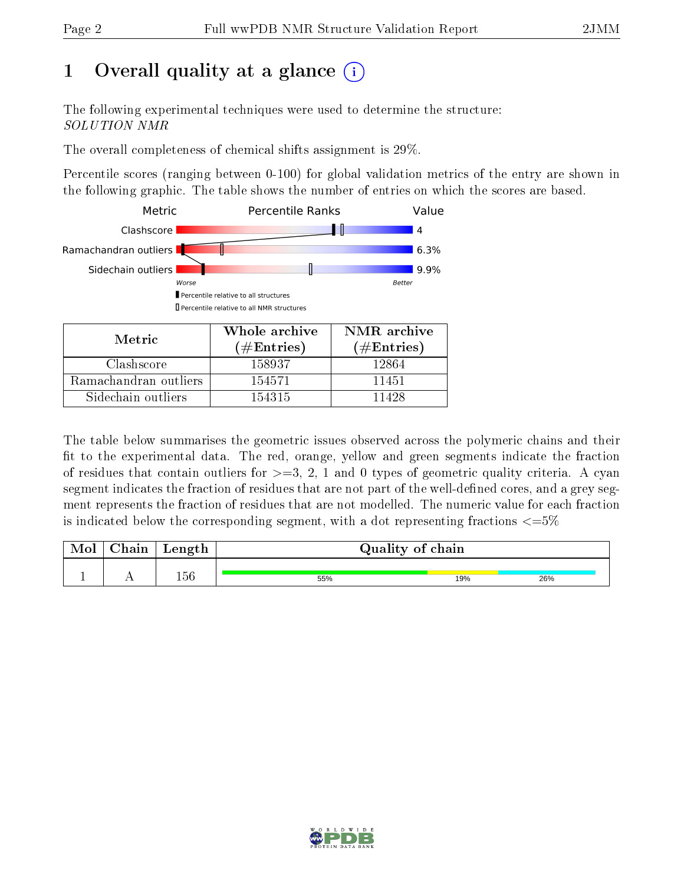# 1 Overall quality at a glance (i)

The following experimental techniques were used to determine the structure:
*SOLUTION NMR*

The overall completeness of chemical shifts assignment is 29%.

Percentile scores (ranging between 0-100) for global validation metrics of the entry are shown in the following graphic. The table shows the number of entries on which the scores are based.

| Metric | Value |
|---|---|
| Clashscore | 4 |
| Ramachandran outliers | 6.3% |
| Sidechain outliers | 9.9% |

Worse — Better

▮ Percentile relative to all structures

▯ Percentile relative to all NMR structures

| Metric | Whole archive (#Entries) | NMR archive (#Entries) |
|---|---|---|
| Clashscore | 158937 | 12864 |
| Ramachandran outliers | 154571 | 11451 |
| Sidechain outliers | 154315 | 11428 |

The table below summarises the geometric issues observed across the polymeric chains and their fit to the experimental data. The red, orange, yellow and green segments indicate the fraction of residues that contain outliers for >=3, 2, 1 and 0 types of geometric quality criteria. A cyan segment indicates the fraction of residues that are not part of the well-defined cores, and a grey segment represents the fraction of residues that are not modelled. The numeric value for each fraction is indicated below the corresponding segment, with a dot representing fractions <=5%

| Mol | Chain | Length | Quality of chain |
|---|---|---|---|
| 1 | A | 156 | 55% (green), 19% (yellow), 26% (cyan) |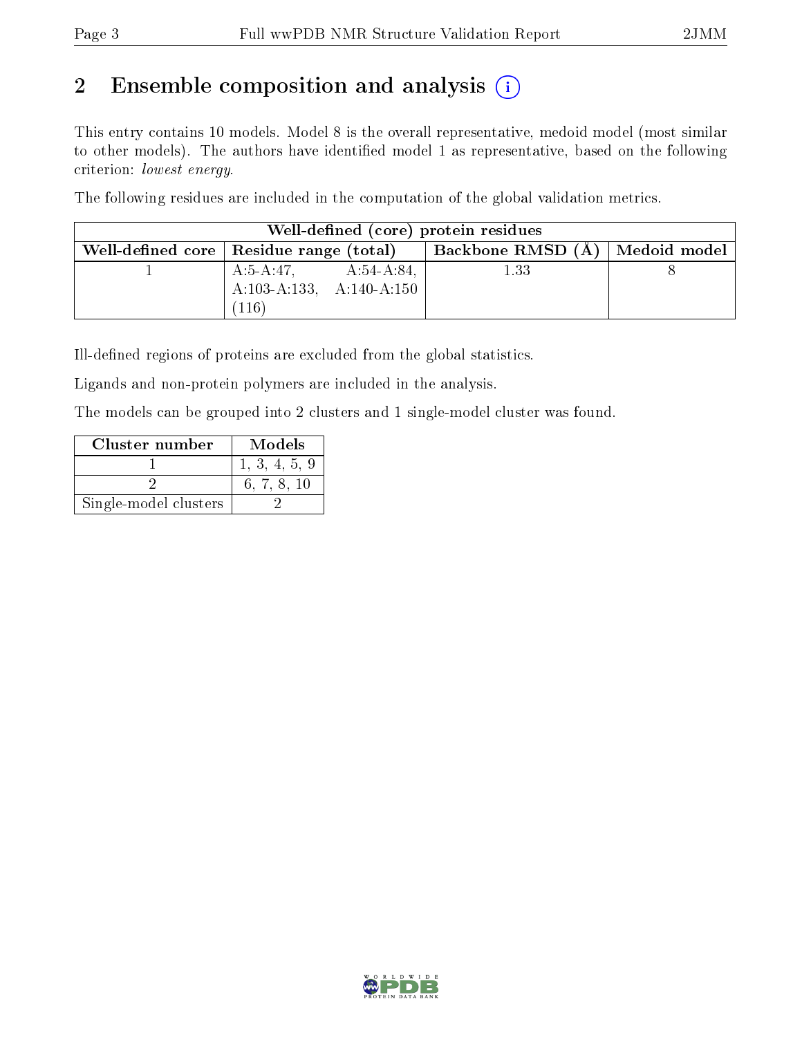# 2 Ensemble composition and analysis

This entry contains 10 models. Model 8 is the overall representative, medoid model (most similar to other models). The authors have identified model 1 as representative, based on the following criterion: *lowest energy*.

The following residues are included in the computation of the global validation metrics.

| Well-defined (core) protein residues | | | |
|---|---|---|---|
| Well-defined core | Residue range (total) | Backbone RMSD (Å) | Medoid model |
| 1 | A:5-A:47, A:54-A:84, A:103-A:133, A:140-A:150 (116) | 1.33 | 8 |

Ill-defined regions of proteins are excluded from the global statistics.

Ligands and non-protein polymers are included in the analysis.

The models can be grouped into 2 clusters and 1 single-model cluster was found.

| Cluster number | Models |
|---|---|
| 1 | 1, 3, 4, 5, 9 |
| 2 | 6, 7, 8, 10 |
| Single-model clusters | 2 |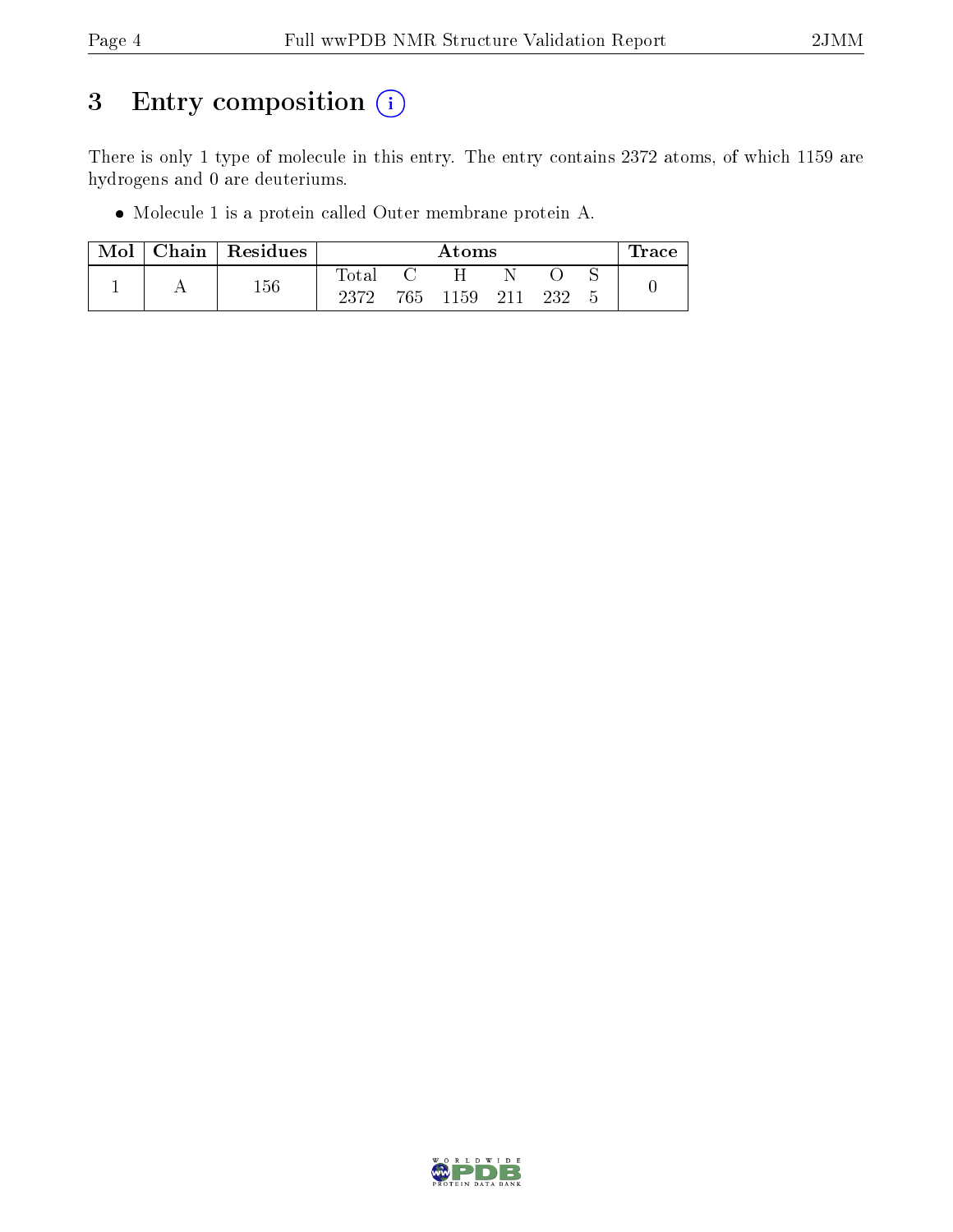# 3 Entry composition (i)

There is only 1 type of molecule in this entry. The entry contains 2372 atoms, of which 1159 are hydrogens and 0 are deuteriums.

- Molecule 1 is a protein called Outer membrane protein A.

| Mol | Chain | Residues | Atoms | | | | | | Trace |
|---|---|---|---|---|---|---|---|---|---|
| | | | Total | C | H | N | O | S | |
| 1 | A | 156 | 2372 | 765 | 1159 | 211 | 232 | 5 | 0 |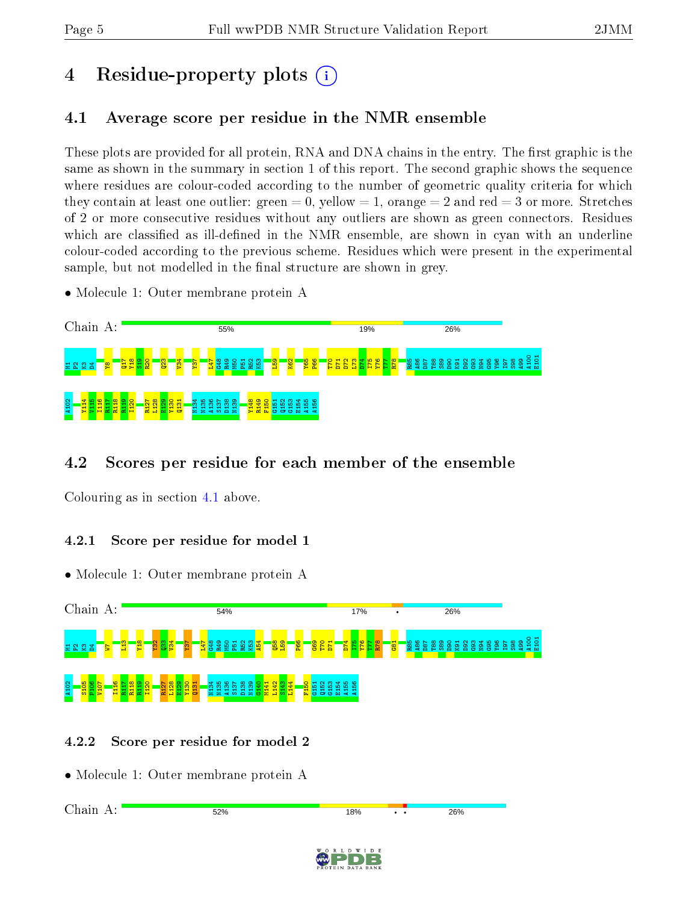# 4 Residue-property plots

## 4.1 Average score per residue in the NMR ensemble

These plots are provided for all protein, RNA and DNA chains in the entry. The first graphic is the same as shown in the summary in section 1 of this report. The second graphic shows the sequence where residues are colour-coded according to the number of geometric quality criteria for which they contain at least one outlier: green = 0, yellow = 1, orange = 2 and red = 3 or more. Stretches of 2 or more consecutive residues without any outliers are shown as green connectors. Residues which are classified as ill-defined in the NMR ensemble, are shown in cyan with an underline colour-coded according to the previous scheme. Residues which were present in the experimental sample, but not modelled in the final structure are shown in grey.

- Molecule 1: Outer membrane protein A

Chain A: 55% 19% 26%

M1 P2 K3 D4 Y8 Q17 Y18 S19 R20 Q23 V34 Y37 L47 G48 R49 M50 P51 R52 K53 L59 K62 Y65 P66 T70 D71 D72 L73 D74 I75 Y76 T77 R78 R85 A86 D87 T88 S89 D90 K91 D92 G93 N94 G95 Y96 I97 S98 A99 A100 E101 A102 Y114 V115 I116 R117 R118 R119 I120 R127 L128 E129 Y130 Q131 N134 N135 A136 S137 D138 N139 Y148 R149 F150 G151 Q152 G153 E154 A155 A156

## 4.2 Scores per residue for each member of the ensemble

Colouring as in section 4.1 above.

### 4.2.1 Score per residue for model 1

- Molecule 1: Outer membrane protein A

Chain A: 54% 17% • 26%

M1 P2 K3 D4 W7 L13 Y18 Y32 Q33 V34 Y37 L47 G48 R49 M50 P51 R52 K53 A54 Q58 L59 P66 G69 T70 D71 D74 I75 Y76 T77 R78 G81 R85 A86 D87 T88 S89 D90 K91 D92 G93 N94 G95 Y96 I97 S98 A99 A100 E101 A102 S105 P106 V107 I116 R117 R118 R119 I120 R127 L128 E129 Y130 Q131 N134 N135 A136 S137 D138 N139 G140 M141 L142 S143 L144 F150 G151 Q152 G153 E154 A155 A156

### 4.2.2 Score per residue for model 2

- Molecule 1: Outer membrane protein A

Chain A: 52% 18% • • 26%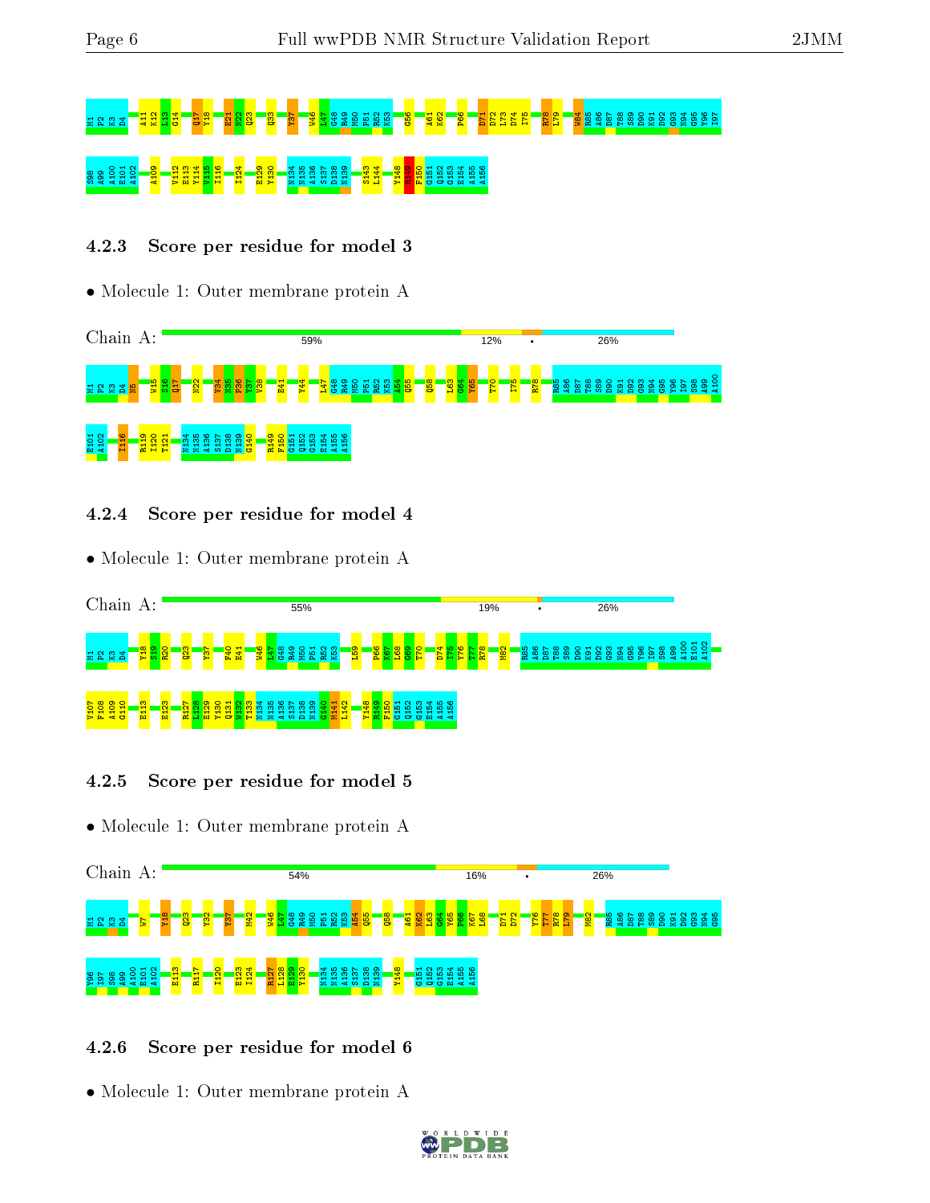M1 P2 K3 D4 A11 K12 L13 G14 Q17 Y18 E21 N22 Q23 Q33 Y37 W46 L47 G48 R49 M50 P51 R52 K53 G56 A61 K62 P66 D71 D72 L73 D74 I75 R78 L79 W84 R85 A86 D87 T88 S89 D90 K91 D92 G93 N94 G95 Y96 I97

S98 A99 A100 E101 A102 A109 V112 E113 Y114 V115 I116 I124 E129 Y130 N134 N135 A136 S137 D138 N139 S143 L144 Y148 R149 F150 G151 Q152 G153 E154 A155 A156

### 4.2.3 Score per residue for model 3

- Molecule 1: Outer membrane protein A

Chain A: 59% | 12% | • | 26%

M1 P2 K3 D4 N5 W15 S16 Q17 N22 V34 N35 P36 Y37 V38 E41 Y44 I47 G48 R49 M50 P51 R52 K53 A54 Q55 Q58 L63 G64 Y65 P66 T70 I75 R78 R85 A86 D87 T88 S89 D90 K91 D92 G93 N94 G95 Y96 I97 S98 A99 A100

E101 A102 I116 R119 I120 T121 N134 N135 A136 S137 D138 N139 G140 R149 F150 G151 Q152 G153 E154 A155 A156

### 4.2.4 Score per residue for model 4

- Molecule 1: Outer membrane protein A

Chain A: 55% | 19% | • | 26%

M1 P2 K3 D4 Y18 S19 R20 Q23 Y37 F40 E41 W46 L47 G48 R49 M50 P51 R52 K53 L59 P66 K67 L68 G69 T70 D74 I75 Y76 T77 R78 M82 R85 A86 D87 T88 S89 D90 K91 D92 G93 N94 G95 Y96 I97 S98 A99 A100 E101 A102

V107 F108 A109 G110 E113 E123 R127 L128 E129 Y130 Q131 W132 T133 N134 N135 A136 S137 D138 N139 G140 M141 L142 Y148 R149 F150 G151 Q152 G153 E154 A155 A156

### 4.2.5 Score per residue for model 5

- Molecule 1: Outer membrane protein A

Chain A: 54% | 16% | • | 26%

M1 P2 K3 D4 W7 Y18 Q23 Y32 Y37 M42 W46 L47 G48 R49 M50 P51 R52 K53 A54 Q55 Q58 A61 K62 L63 G64 Y65 P66 K67 L68 D71 D72 Y76 T77 R78 L79 M82 R85 A86 D87 T88 S89 D90 K91 D92 G93 N94 G95

Y96 I97 S98 A99 A100 E101 A102 E113 R117 I120 E123 I124 R127 L128 E129 Y130 N134 N135 A136 S137 D138 N139 Y148 G151 Q152 G153 E154 A155 A156

### 4.2.6 Score per residue for model 6

- Molecule 1: Outer membrane protein A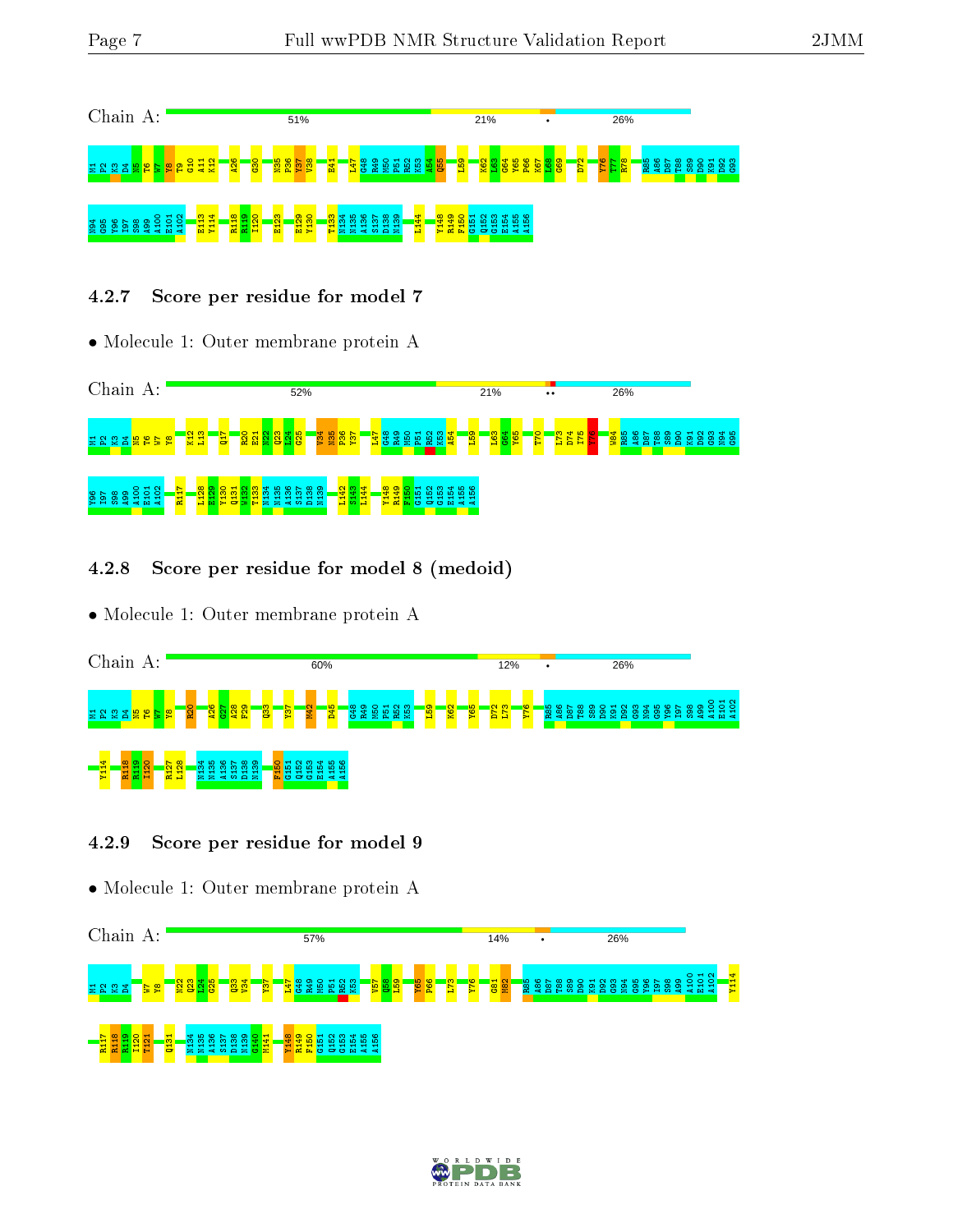Chain A: 51% 21% • 26%

M1 P2 K3 D4 N5 T6 W7 Y8 T9 G10 A11 K12 A26 G30 N35 P36 Y37 V38 E41 L47 G48 R49 M50 P51 R52 K53 A54 Q55 L59 K62 L63 G64 Y65 P66 K67 L68 G69 D72 Y76 T77 R78 R85 A86 D87 T88 S89 D90 K91 D92 G93 N94 G95 Y96 I97 S98 A99 A100 E101 A102 E113 Y114 R118 R119 I120 E123 E129 Y130 T133 N134 N135 A136 S137 D138 N139 L144 Y148 R149 F150 G151 Q152 G153 E154 A155 A156

### 4.2.7 Score per residue for model 7

- Molecule 1: Outer membrane protein A

Chain A: 52% 21% •• 26%

M1 P2 K3 D4 N5 T6 W7 Y8 K12 L13 Q17 R20 E21 N22 Q23 L24 G25 V34 N35 P36 Y37 L47 G48 R49 M50 P51 R52 K53 A54 L59 L63 G64 Y65 T70 L73 D74 I75 Y76 W84 R85 A86 D87 T88 S89 D90 K91 D92 G93 N94 G95 Y96 I97 S98 A99 A100 E101 A102 R117 L128 E129 Y130 Q131 W132 T133 N134 N135 A136 S137 D138 N139 L142 S143 L144 Y148 R149 F150 G151 Q152 G153 E154 A155 A156

### 4.2.8 Score per residue for model 8 (medoid)

- Molecule 1: Outer membrane protein A

Chain A: 60% 12% • 26%

M1 P2 K3 D4 N5 T6 W7 Y8 R20 A26 G27 A28 F29 Q33 Y37 M42 D45 G48 R49 M50 P51 R52 K53 L59 K62 Y65 D72 L73 Y76 R85 A86 D87 T88 S89 D90 K91 D92 G93 N94 G95 Y96 I97 S98 A99 A100 E101 A102 Y114 R118 R119 I120 R127 L128 N134 N135 A136 S137 D138 N139 F150 G151 Q152 G153 E154 A155 A156

### 4.2.9 Score per residue for model 9

- Molecule 1: Outer membrane protein A

Chain A: 57% 14% • 26%

M1 P2 K3 D4 W7 Y8 N22 Q23 L24 G25 Q33 V34 Y37 L47 G48 R49 M50 P51 R52 K53 V57 Q58 L59 Y65 P66 L73 Y76 G81 M82 R85 A86 D87 T88 S89 D90 K91 D92 G93 N94 G95 Y96 I97 S98 A99 A100 E101 A102 Y114 R117 R118 R119 I120 T121 Q131 N134 N135 A136 S137 D138 N139 G140 M141 Y148 R149 F150 G151 Q152 G153 E154 A155 A156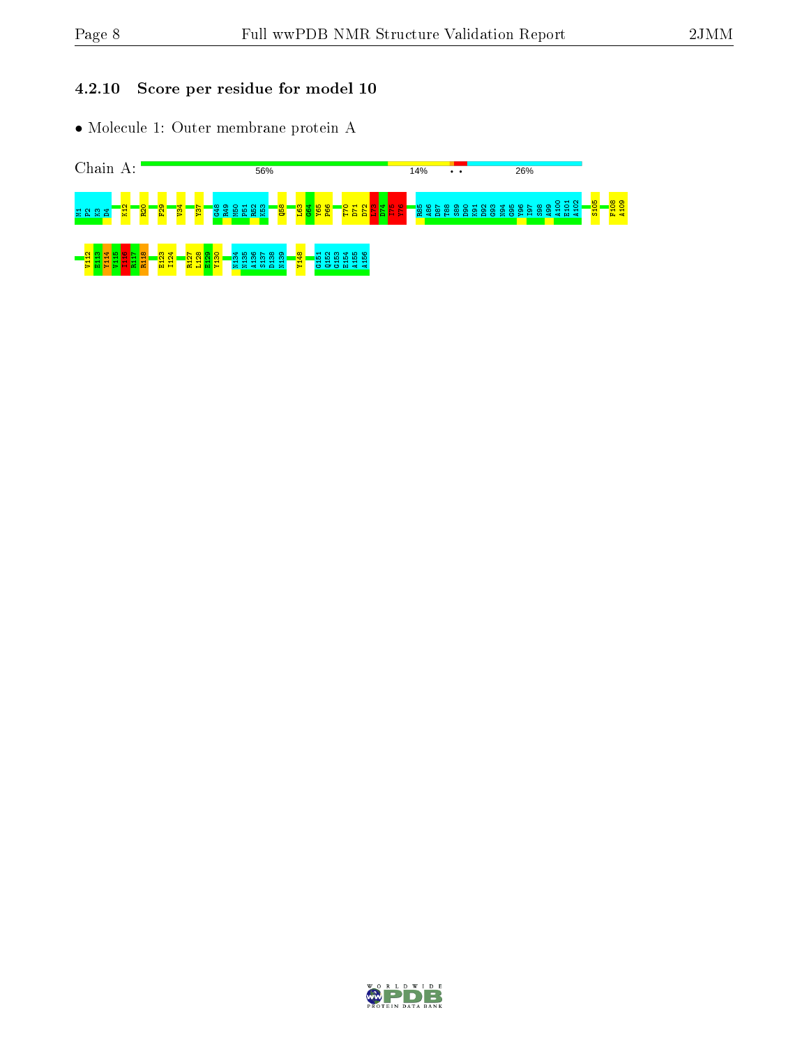### 4.2.10 Score per residue for model 10

- Molecule 1: Outer membrane protein A

Chain A: 56% 14% • • 26%

M1 P2 K3 D4 K12 R20 F29 V34 Y37 G48 R49 M50 P51 R52 K53 Q58 L63 G64 Y65 P66 T70 D71 D72 L73 D74 I75 Y76 R85 A86 D87 T88 S89 D90 K91 D92 G93 N94 G95 Y96 I97 S98 A99 A100 E101 A102 S105 F108 A109

V112 E113 V114 V115 I116 R117 R118 E123 I124 R127 L128 E129 Y130 N134 N135 A136 S137 D138 N139 Y148 G151 Q152 G153 E154 A155 A156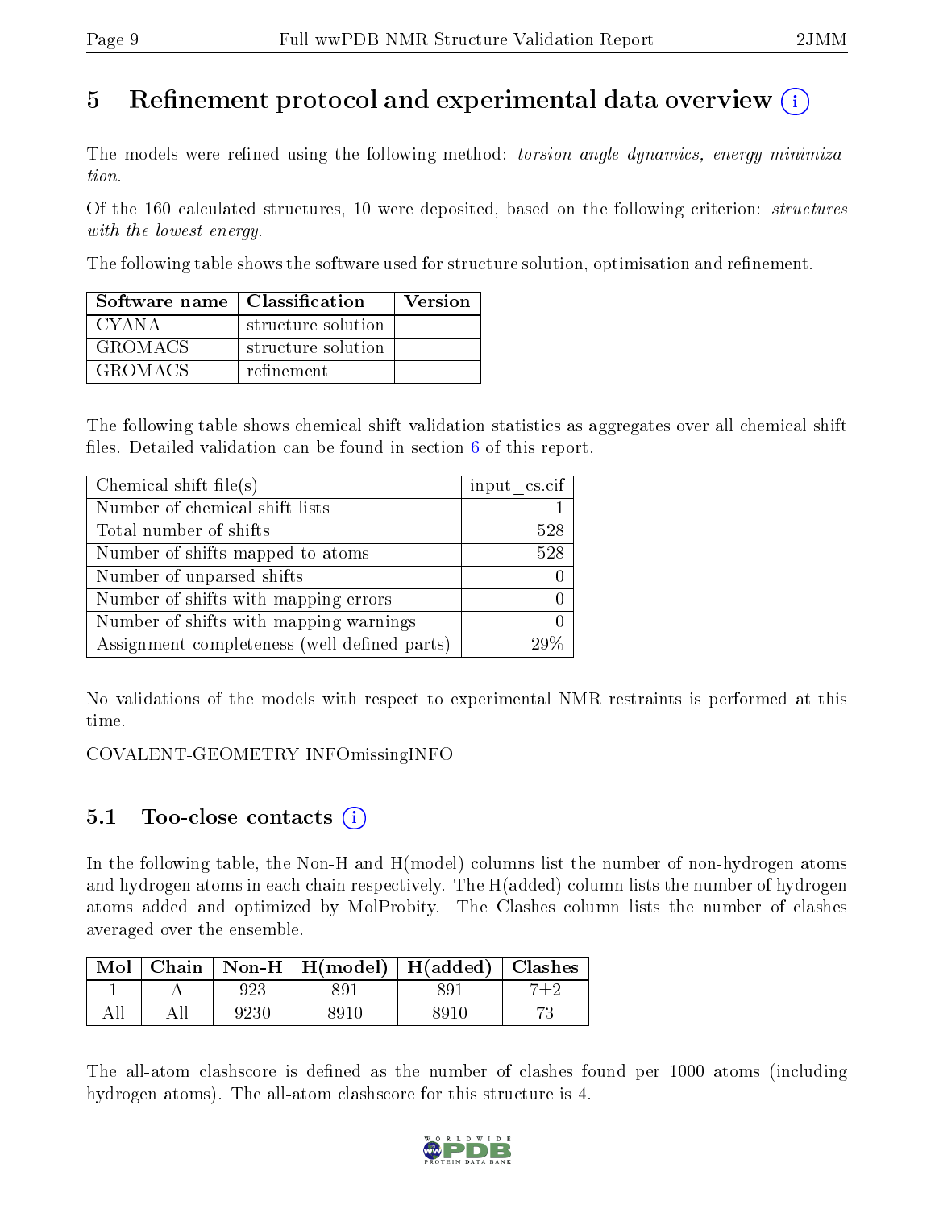# 5 Refinement protocol and experimental data overview

The models were refined using the following method: *torsion angle dynamics, energy minimization*.

Of the 160 calculated structures, 10 were deposited, based on the following criterion: *structures with the lowest energy*.

The following table shows the software used for structure solution, optimisation and refinement.

| Software name | Classification | Version |
|---|---|---|
| CYANA | structure solution | |
| GROMACS | structure solution | |
| GROMACS | refinement | |

The following table shows chemical shift validation statistics as aggregates over all chemical shift files. Detailed validation can be found in section 6 of this report.

| Chemical shift file(s) | input_cs.cif |
|---|---|
| Number of chemical shift lists | 1 |
| Total number of shifts | 528 |
| Number of shifts mapped to atoms | 528 |
| Number of unparsed shifts | 0 |
| Number of shifts with mapping errors | 0 |
| Number of shifts with mapping warnings | 0 |
| Assignment completeness (well-defined parts) | 29% |

No validations of the models with respect to experimental NMR restraints is performed at this time.

COVALENT-GEOMETRY INFOmissingINFO

## 5.1 Too-close contacts

In the following table, the Non-H and H(model) columns list the number of non-hydrogen atoms and hydrogen atoms in each chain respectively. The H(added) column lists the number of hydrogen atoms added and optimized by MolProbity. The Clashes column lists the number of clashes averaged over the ensemble.

| Mol | Chain | Non-H | H(model) | H(added) | Clashes |
|---|---|---|---|---|---|
| 1 | A | 923 | 891 | 891 | 7±2 |
| All | All | 9230 | 8910 | 8910 | 73 |

The all-atom clashscore is defined as the number of clashes found per 1000 atoms (including hydrogen atoms). The all-atom clashscore for this structure is 4.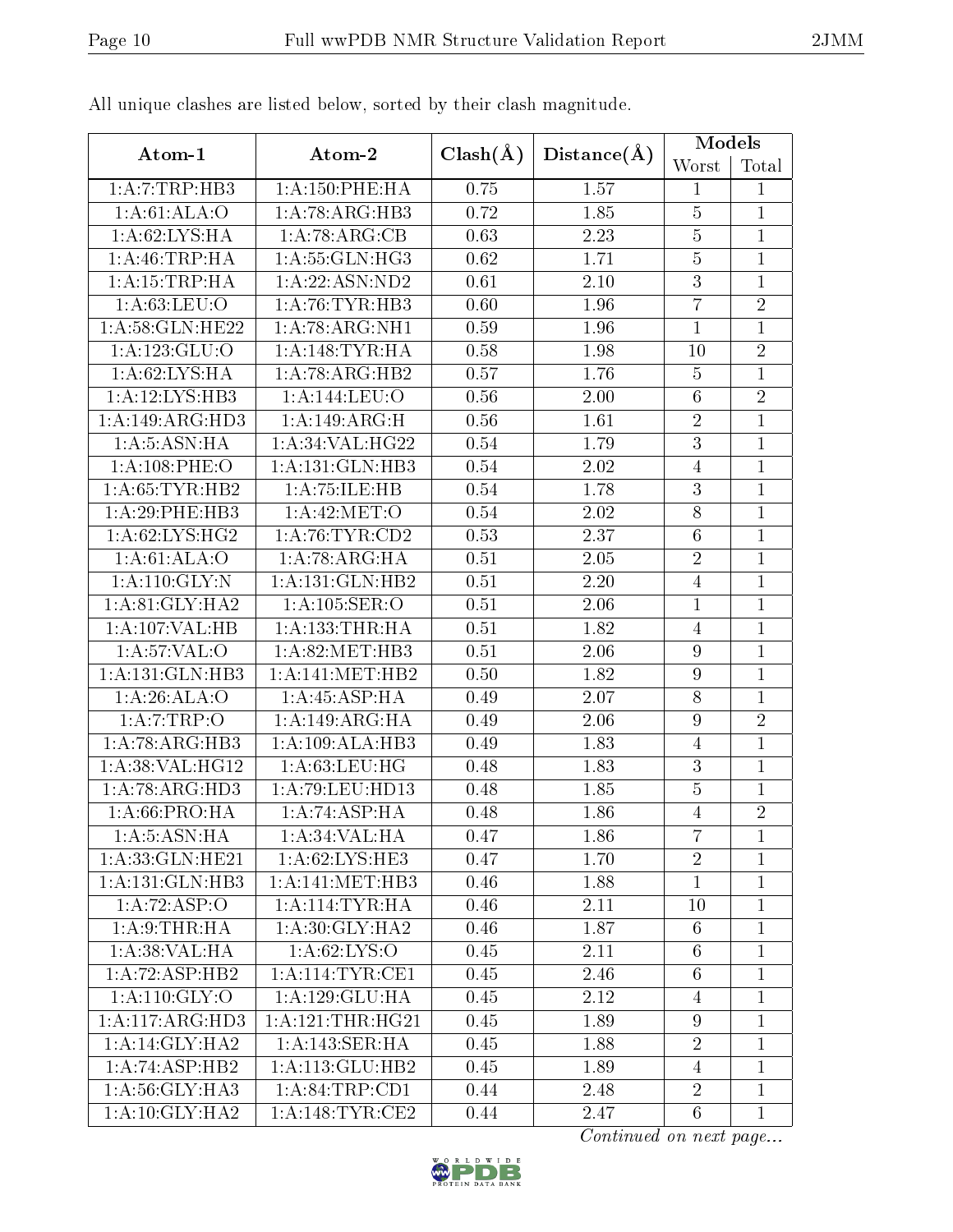All unique clashes are listed below, sorted by their clash magnitude.

| Atom-1 | Atom-2 | Clash(Å) | Distance(Å) | Models | |
|---|---|---|---|---|---|
| | | | | Worst | Total |
| 1:A:7:TRP:HB3 | 1:A:150:PHE:HA | 0.75 | 1.57 | 1 | 1 |
| 1:A:61:ALA:O | 1:A:78:ARG:HB3 | 0.72 | 1.85 | 5 | 1 |
| 1:A:62:LYS:HA | 1:A:78:ARG:CB | 0.63 | 2.23 | 5 | 1 |
| 1:A:46:TRP:HA | 1:A:55:GLN:HG3 | 0.62 | 1.71 | 5 | 1 |
| 1:A:15:TRP:HA | 1:A:22:ASN:ND2 | 0.61 | 2.10 | 3 | 1 |
| 1:A:63:LEU:O | 1:A:76:TYR:HB3 | 0.60 | 1.96 | 7 | 2 |
| 1:A:58:GLN:HE22 | 1:A:78:ARG:NH1 | 0.59 | 1.96 | 1 | 1 |
| 1:A:123:GLU:O | 1:A:148:TYR:HA | 0.58 | 1.98 | 10 | 2 |
| 1:A:62:LYS:HA | 1:A:78:ARG:HB2 | 0.57 | 1.76 | 5 | 1 |
| 1:A:12:LYS:HB3 | 1:A:144:LEU:O | 0.56 | 2.00 | 6 | 2 |
| 1:A:149:ARG:HD3 | 1:A:149:ARG:H | 0.56 | 1.61 | 2 | 1 |
| 1:A:5:ASN:HA | 1:A:34:VAL:HG22 | 0.54 | 1.79 | 3 | 1 |
| 1:A:108:PHE:O | 1:A:131:GLN:HB3 | 0.54 | 2.02 | 4 | 1 |
| 1:A:65:TYR:HB2 | 1:A:75:ILE:HB | 0.54 | 1.78 | 3 | 1 |
| 1:A:29:PHE:HB3 | 1:A:42:MET:O | 0.54 | 2.02 | 8 | 1 |
| 1:A:62:LYS:HG2 | 1:A:76:TYR:CD2 | 0.53 | 2.37 | 6 | 1 |
| 1:A:61:ALA:O | 1:A:78:ARG:HA | 0.51 | 2.05 | 2 | 1 |
| 1:A:110:GLY:N | 1:A:131:GLN:HB2 | 0.51 | 2.20 | 4 | 1 |
| 1:A:81:GLY:HA2 | 1:A:105:SER:O | 0.51 | 2.06 | 1 | 1 |
| 1:A:107:VAL:HB | 1:A:133:THR:HA | 0.51 | 1.82 | 4 | 1 |
| 1:A:57:VAL:O | 1:A:82:MET:HB3 | 0.51 | 2.06 | 9 | 1 |
| 1:A:131:GLN:HB3 | 1:A:141:MET:HB2 | 0.50 | 1.82 | 9 | 1 |
| 1:A:26:ALA:O | 1:A:45:ASP:HA | 0.49 | 2.07 | 8 | 1 |
| 1:A:7:TRP:O | 1:A:149:ARG:HA | 0.49 | 2.06 | 9 | 2 |
| 1:A:78:ARG:HB3 | 1:A:109:ALA:HB3 | 0.49 | 1.83 | 4 | 1 |
| 1:A:38:VAL:HG12 | 1:A:63:LEU:HG | 0.48 | 1.83 | 3 | 1 |
| 1:A:78:ARG:HD3 | 1:A:79:LEU:HD13 | 0.48 | 1.85 | 5 | 1 |
| 1:A:66:PRO:HA | 1:A:74:ASP:HA | 0.48 | 1.86 | 4 | 2 |
| 1:A:5:ASN:HA | 1:A:34:VAL:HA | 0.47 | 1.86 | 7 | 1 |
| 1:A:33:GLN:HE21 | 1:A:62:LYS:HE3 | 0.47 | 1.70 | 2 | 1 |
| 1:A:131:GLN:HB3 | 1:A:141:MET:HB3 | 0.46 | 1.88 | 1 | 1 |
| 1:A:72:ASP:O | 1:A:114:TYR:HA | 0.46 | 2.11 | 10 | 1 |
| 1:A:9:THR:HA | 1:A:30:GLY:HA2 | 0.46 | 1.87 | 6 | 1 |
| 1:A:38:VAL:HA | 1:A:62:LYS:O | 0.45 | 2.11 | 6 | 1 |
| 1:A:72:ASP:HB2 | 1:A:114:TYR:CE1 | 0.45 | 2.46 | 6 | 1 |
| 1:A:110:GLY:O | 1:A:129:GLU:HA | 0.45 | 2.12 | 4 | 1 |
| 1:A:117:ARG:HD3 | 1:A:121:THR:HG21 | 0.45 | 1.89 | 9 | 1 |
| 1:A:14:GLY:HA2 | 1:A:143:SER:HA | 0.45 | 1.88 | 2 | 1 |
| 1:A:74:ASP:HB2 | 1:A:113:GLU:HB2 | 0.45 | 1.89 | 4 | 1 |
| 1:A:56:GLY:HA3 | 1:A:84:TRP:CD1 | 0.44 | 2.48 | 2 | 1 |
| 1:A:10:GLY:HA2 | 1:A:148:TYR:CE2 | 0.44 | 2.47 | 6 | 1 |

*Continued on next page...*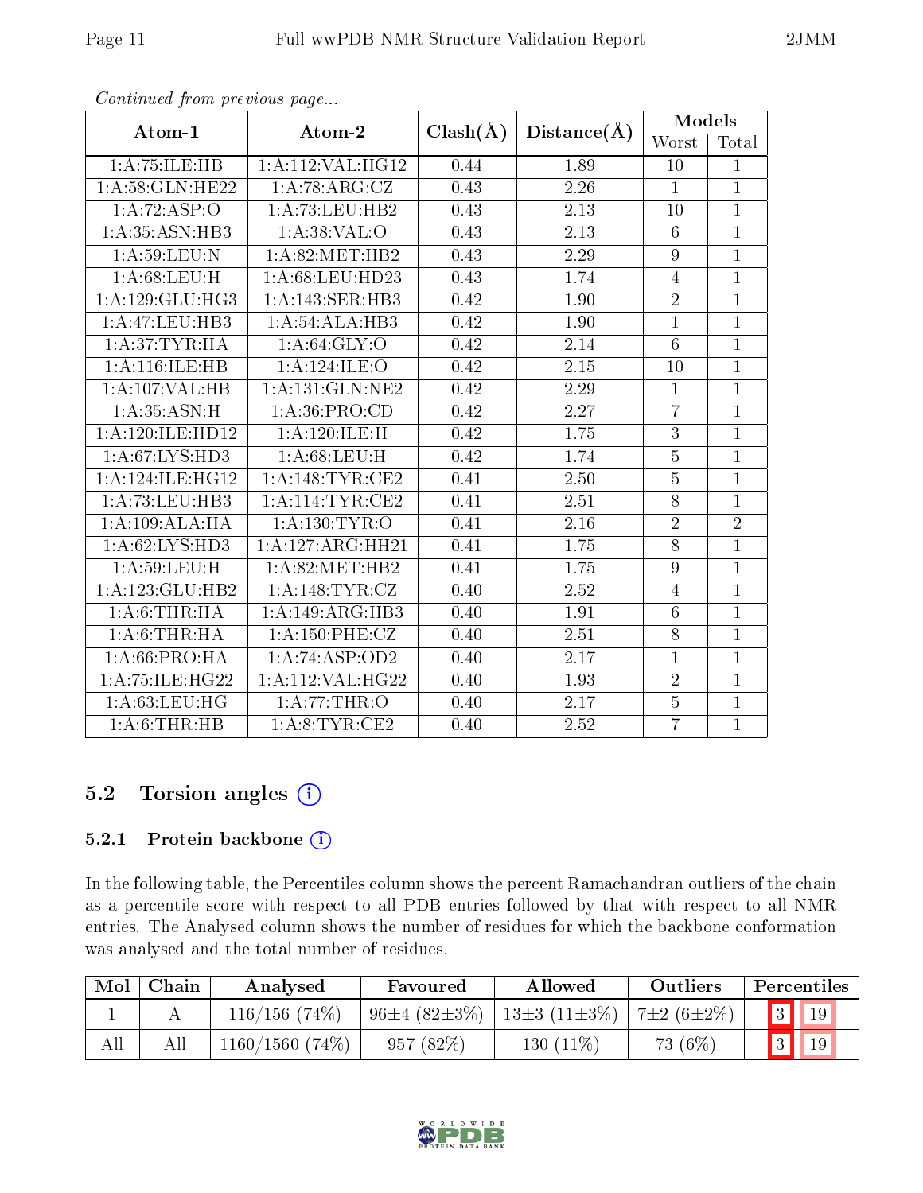*Continued from previous page...*

| Atom-1 | Atom-2 | Clash(Å) | Distance(Å) | Models | |
|---|---|---|---|---|---|
| | | | | Worst | Total |
| 1:A:75:ILE:HB | 1:A:112:VAL:HG12 | 0.44 | 1.89 | 10 | 1 |
| 1:A:58:GLN:HE22 | 1:A:78:ARG:CZ | 0.43 | 2.26 | 1 | 1 |
| 1:A:72:ASP:O | 1:A:73:LEU:HB2 | 0.43 | 2.13 | 10 | 1 |
| 1:A:35:ASN:HB3 | 1:A:38:VAL:O | 0.43 | 2.13 | 6 | 1 |
| 1:A:59:LEU:N | 1:A:82:MET:HB2 | 0.43 | 2.29 | 9 | 1 |
| 1:A:68:LEU:H | 1:A:68:LEU:HD23 | 0.43 | 1.74 | 4 | 1 |
| 1:A:129:GLU:HG3 | 1:A:143:SER:HB3 | 0.42 | 1.90 | 2 | 1 |
| 1:A:47:LEU:HB3 | 1:A:54:ALA:HB3 | 0.42 | 1.90 | 1 | 1 |
| 1:A:37:TYR:HA | 1:A:64:GLY:O | 0.42 | 2.14 | 6 | 1 |
| 1:A:116:ILE:HB | 1:A:124:ILE:O | 0.42 | 2.15 | 10 | 1 |
| 1:A:107:VAL:HB | 1:A:131:GLN:NE2 | 0.42 | 2.29 | 1 | 1 |
| 1:A:35:ASN:H | 1:A:36:PRO:CD | 0.42 | 2.27 | 7 | 1 |
| 1:A:120:ILE:HD12 | 1:A:120:ILE:H | 0.42 | 1.75 | 3 | 1 |
| 1:A:67:LYS:HD3 | 1:A:68:LEU:H | 0.42 | 1.74 | 5 | 1 |
| 1:A:124:ILE:HG12 | 1:A:148:TYR:CE2 | 0.41 | 2.50 | 5 | 1 |
| 1:A:73:LEU:HB3 | 1:A:114:TYR:CE2 | 0.41 | 2.51 | 8 | 1 |
| 1:A:109:ALA:HA | 1:A:130:TYR:O | 0.41 | 2.16 | 2 | 2 |
| 1:A:62:LYS:HD3 | 1:A:127:ARG:HH21 | 0.41 | 1.75 | 8 | 1 |
| 1:A:59:LEU:H | 1:A:82:MET:HB2 | 0.41 | 1.75 | 9 | 1 |
| 1:A:123:GLU:HB2 | 1:A:148:TYR:CZ | 0.40 | 2.52 | 4 | 1 |
| 1:A:6:THR:HA | 1:A:149:ARG:HB3 | 0.40 | 1.91 | 6 | 1 |
| 1:A:6:THR:HA | 1:A:150:PHE:CZ | 0.40 | 2.51 | 8 | 1 |
| 1:A:66:PRO:HA | 1:A:74:ASP:OD2 | 0.40 | 2.17 | 1 | 1 |
| 1:A:75:ILE:HG22 | 1:A:112:VAL:HG22 | 0.40 | 1.93 | 2 | 1 |
| 1:A:63:LEU:HG | 1:A:77:THR:O | 0.40 | 2.17 | 5 | 1 |
| 1:A:6:THR:HB | 1:A:8:TYR:CE2 | 0.40 | 2.52 | 7 | 1 |

## 5.2 Torsion angles

### 5.2.1 Protein backbone

In the following table, the Percentiles column shows the percent Ramachandran outliers of the chain as a percentile score with respect to all PDB entries followed by that with respect to all NMR entries. The Analysed column shows the number of residues for which the backbone conformation was analysed and the total number of residues.

| Mol | Chain | Analysed | Favoured | Allowed | Outliers | Percentiles | |
|---|---|---|---|---|---|---|---|
| 1 | A | 116/156 (74%) | 96±4 (82±3%) | 13±3 (11±3%) | 7±2 (6±2%) | 3 | 19 |
| All | All | 1160/1560 (74%) | 957 (82%) | 130 (11%) | 73 (6%) | 3 | 19 |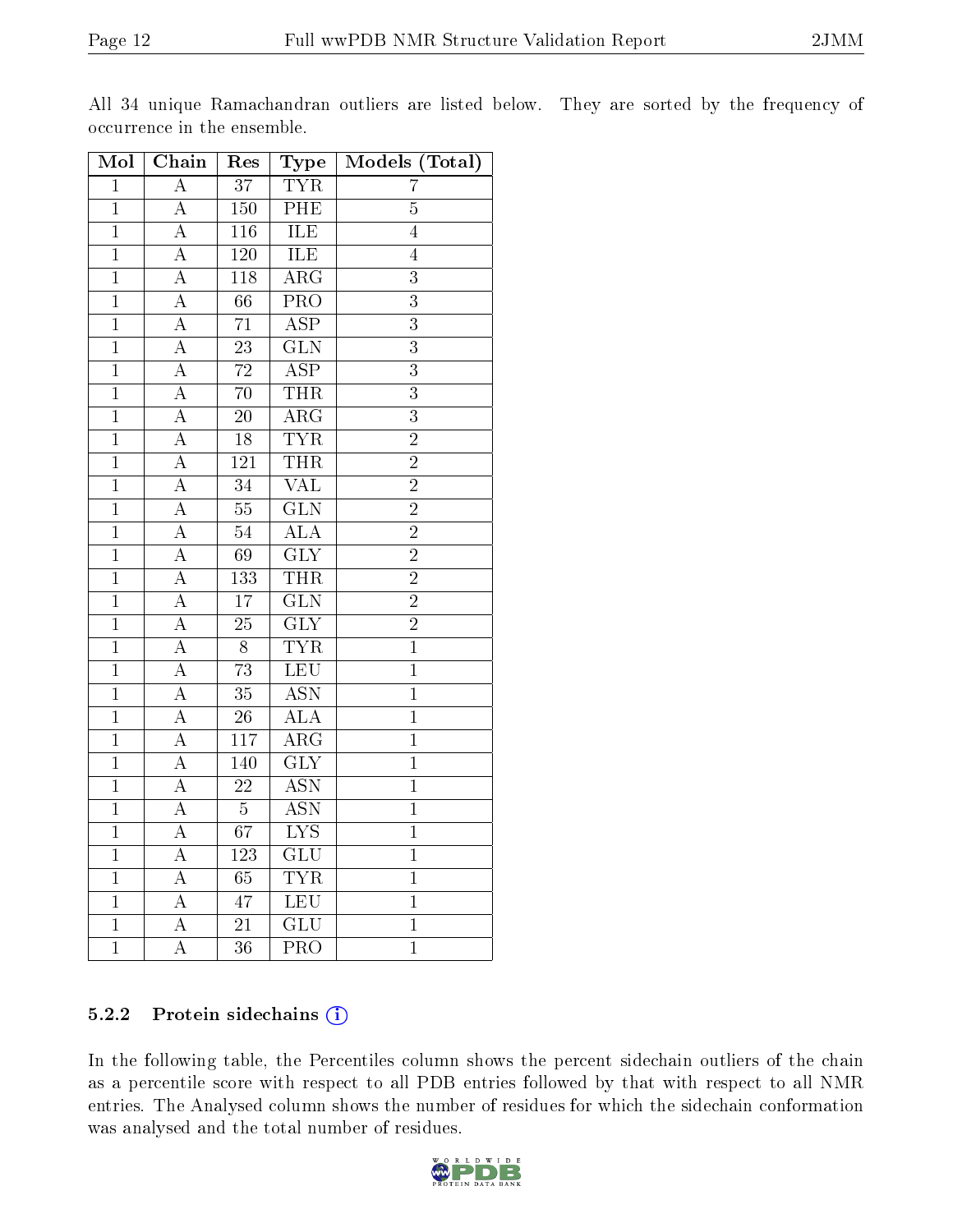All 34 unique Ramachandran outliers are listed below. They are sorted by the frequency of occurrence in the ensemble.

| Mol | Chain | Res | Type | Models (Total) |
|---|---|---|---|---|
| 1 | A | 37 | TYR | 7 |
| 1 | A | 150 | PHE | 5 |
| 1 | A | 116 | ILE | 4 |
| 1 | A | 120 | ILE | 4 |
| 1 | A | 118 | ARG | 3 |
| 1 | A | 66 | PRO | 3 |
| 1 | A | 71 | ASP | 3 |
| 1 | A | 23 | GLN | 3 |
| 1 | A | 72 | ASP | 3 |
| 1 | A | 70 | THR | 3 |
| 1 | A | 20 | ARG | 3 |
| 1 | A | 18 | TYR | 2 |
| 1 | A | 121 | THR | 2 |
| 1 | A | 34 | VAL | 2 |
| 1 | A | 55 | GLN | 2 |
| 1 | A | 54 | ALA | 2 |
| 1 | A | 69 | GLY | 2 |
| 1 | A | 133 | THR | 2 |
| 1 | A | 17 | GLN | 2 |
| 1 | A | 25 | GLY | 2 |
| 1 | A | 8 | TYR | 1 |
| 1 | A | 73 | LEU | 1 |
| 1 | A | 35 | ASN | 1 |
| 1 | A | 26 | ALA | 1 |
| 1 | A | 117 | ARG | 1 |
| 1 | A | 140 | GLY | 1 |
| 1 | A | 22 | ASN | 1 |
| 1 | A | 5 | ASN | 1 |
| 1 | A | 67 | LYS | 1 |
| 1 | A | 123 | GLU | 1 |
| 1 | A | 65 | TYR | 1 |
| 1 | A | 47 | LEU | 1 |
| 1 | A | 21 | GLU | 1 |
| 1 | A | 36 | PRO | 1 |

### 5.2.2 Protein sidechains

In the following table, the Percentiles column shows the percent sidechain outliers of the chain as a percentile score with respect to all PDB entries followed by that with respect to all NMR entries. The Analysed column shows the number of residues for which the sidechain conformation was analysed and the total number of residues.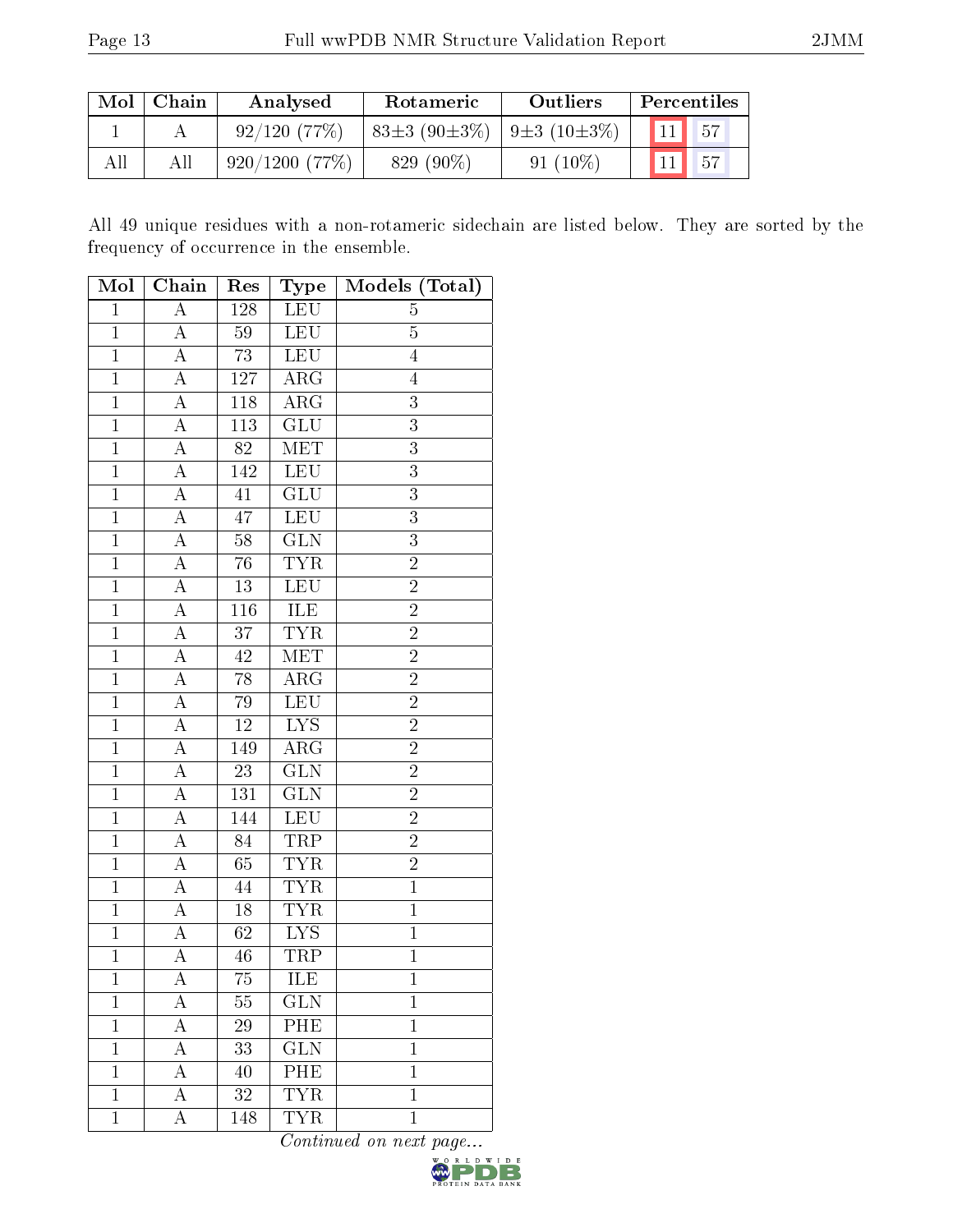| Mol | Chain | Analysed | Rotameric | Outliers | Percentiles | |
|---|---|---|---|---|---|---|
| 1 | A | 92/120 (77%) | 83±3 (90±3%) | 9±3 (10±3%) | 11 | 57 |
| All | All | 920/1200 (77%) | 829 (90%) | 91 (10%) | 11 | 57 |

All 49 unique residues with a non-rotameric sidechain are listed below. They are sorted by the frequency of occurrence in the ensemble.

| Mol | Chain | Res | Type | Models (Total) |
|---|---|---|---|---|
| 1 | A | 128 | LEU | 5 |
| 1 | A | 59 | LEU | 5 |
| 1 | A | 73 | LEU | 4 |
| 1 | A | 127 | ARG | 4 |
| 1 | A | 118 | ARG | 3 |
| 1 | A | 113 | GLU | 3 |
| 1 | A | 82 | MET | 3 |
| 1 | A | 142 | LEU | 3 |
| 1 | A | 41 | GLU | 3 |
| 1 | A | 47 | LEU | 3 |
| 1 | A | 58 | GLN | 3 |
| 1 | A | 76 | TYR | 2 |
| 1 | A | 13 | LEU | 2 |
| 1 | A | 116 | ILE | 2 |
| 1 | A | 37 | TYR | 2 |
| 1 | A | 42 | MET | 2 |
| 1 | A | 78 | ARG | 2 |
| 1 | A | 79 | LEU | 2 |
| 1 | A | 12 | LYS | 2 |
| 1 | A | 149 | ARG | 2 |
| 1 | A | 23 | GLN | 2 |
| 1 | A | 131 | GLN | 2 |
| 1 | A | 144 | LEU | 2 |
| 1 | A | 84 | TRP | 2 |
| 1 | A | 65 | TYR | 2 |
| 1 | A | 44 | TYR | 1 |
| 1 | A | 18 | TYR | 1 |
| 1 | A | 62 | LYS | 1 |
| 1 | A | 46 | TRP | 1 |
| 1 | A | 75 | ILE | 1 |
| 1 | A | 55 | GLN | 1 |
| 1 | A | 29 | PHE | 1 |
| 1 | A | 33 | GLN | 1 |
| 1 | A | 40 | PHE | 1 |
| 1 | A | 32 | TYR | 1 |
| 1 | A | 148 | TYR | 1 |

*Continued on next page...*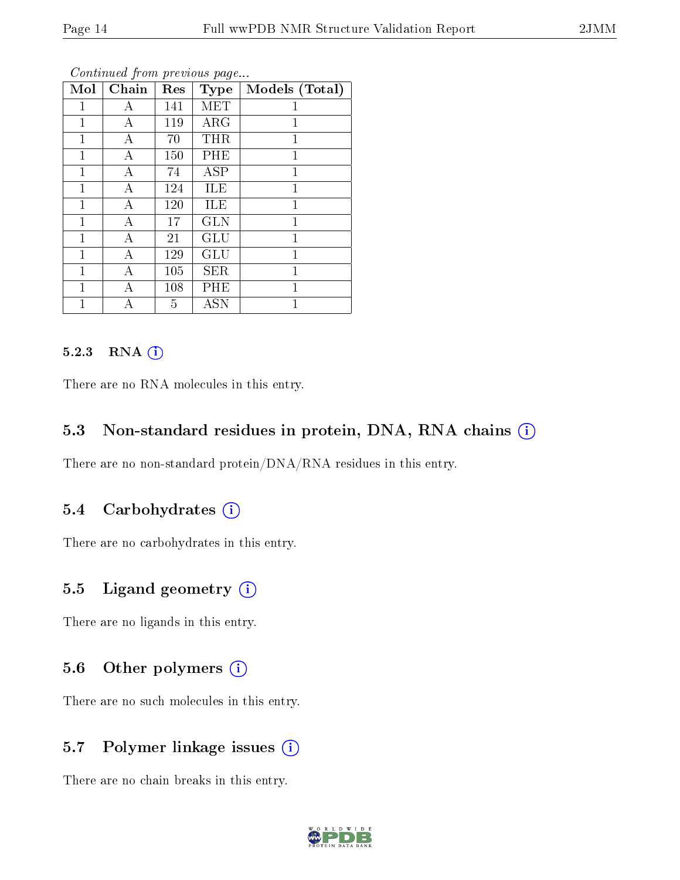*Continued from previous page...*

| Mol | Chain | Res | Type | Models (Total) |
|---|---|---|---|---|
| 1 | A | 141 | MET | 1 |
| 1 | A | 119 | ARG | 1 |
| 1 | A | 70 | THR | 1 |
| 1 | A | 150 | PHE | 1 |
| 1 | A | 74 | ASP | 1 |
| 1 | A | 124 | ILE | 1 |
| 1 | A | 120 | ILE | 1 |
| 1 | A | 17 | GLN | 1 |
| 1 | A | 21 | GLU | 1 |
| 1 | A | 129 | GLU | 1 |
| 1 | A | 105 | SER | 1 |
| 1 | A | 108 | PHE | 1 |
| 1 | A | 5 | ASN | 1 |

#### 5.2.3 RNA (i)

There are no RNA molecules in this entry.

### 5.3 Non-standard residues in protein, DNA, RNA chains (i)

There are no non-standard protein/DNA/RNA residues in this entry.

### 5.4 Carbohydrates (i)

There are no carbohydrates in this entry.

### 5.5 Ligand geometry (i)

There are no ligands in this entry.

### 5.6 Other polymers (i)

There are no such molecules in this entry.

### 5.7 Polymer linkage issues (i)

There are no chain breaks in this entry.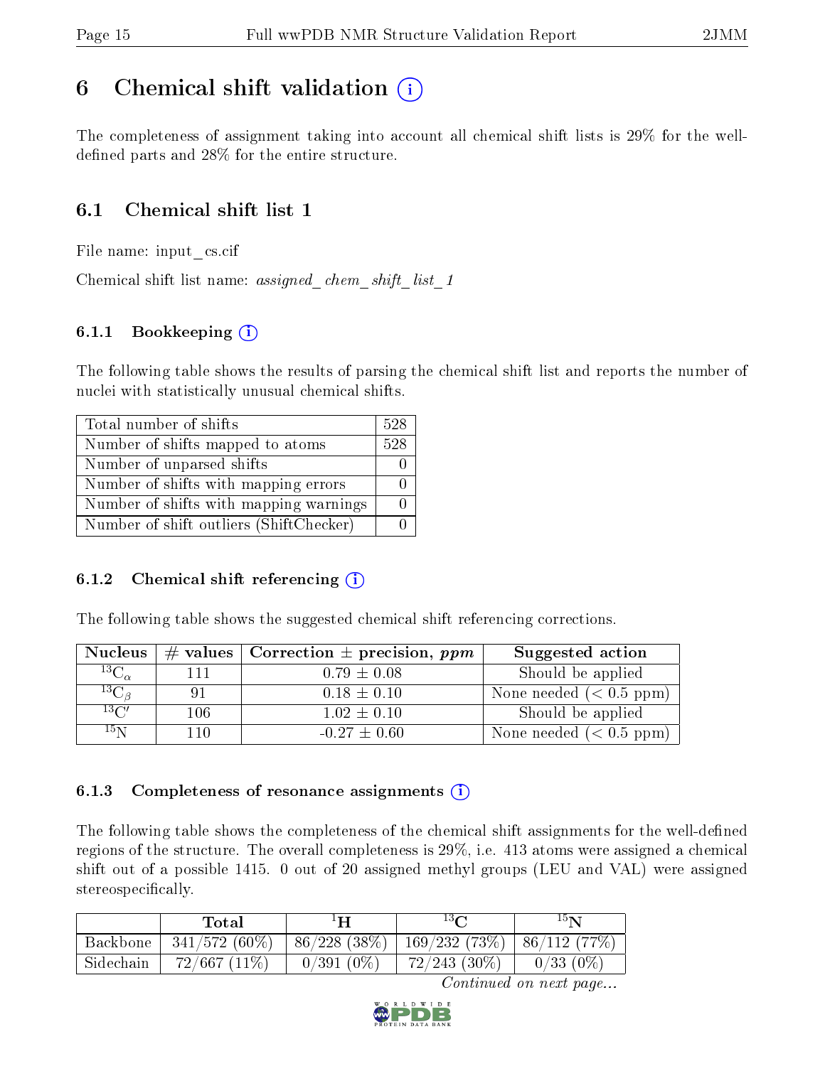# 6 Chemical shift validation (i)

The completeness of assignment taking into account all chemical shift lists is 29% for the well-defined parts and 28% for the entire structure.

## 6.1 Chemical shift list 1

File name: input_cs.cif

Chemical shift list name: *assigned_chem_shift_list_1*

### 6.1.1 Bookkeeping (i)

The following table shows the results of parsing the chemical shift list and reports the number of nuclei with statistically unusual chemical shifts.

| Total number of shifts | 528 |
|---|---|
| Number of shifts mapped to atoms | 528 |
| Number of unparsed shifts | 0 |
| Number of shifts with mapping errors | 0 |
| Number of shifts with mapping warnings | 0 |
| Number of shift outliers (ShiftChecker) | 0 |

### 6.1.2 Chemical shift referencing (i)

The following table shows the suggested chemical shift referencing corrections.

| Nucleus | # values | Correction ± precision, *ppm* | Suggested action |
|---|---|---|---|
| $^{13}C_{\alpha}$ | 111 | 0.79 ± 0.08 | Should be applied |
| $^{13}C_{\beta}$ | 91 | 0.18 ± 0.10 | None needed (< 0.5 ppm) |
| $^{13}C'$ | 106 | 1.02 ± 0.10 | Should be applied |
| $^{15}N$ | 110 | -0.27 ± 0.60 | None needed (< 0.5 ppm) |

### 6.1.3 Completeness of resonance assignments (i)

The following table shows the completeness of the chemical shift assignments for the well-defined regions of the structure. The overall completeness is 29%, i.e. 413 atoms were assigned a chemical shift out of a possible 1415. 0 out of 20 assigned methyl groups (LEU and VAL) were assigned stereospecifically.

| | Total | $^{1}H$ | $^{13}C$ | $^{15}N$ |
|---|---|---|---|---|
| Backbone | 341/572 (60%) | 86/228 (38%) | 169/232 (73%) | 86/112 (77%) |
| Sidechain | 72/667 (11%) | 0/391 (0%) | 72/243 (30%) | 0/33 (0%) |

*Continued on next page...*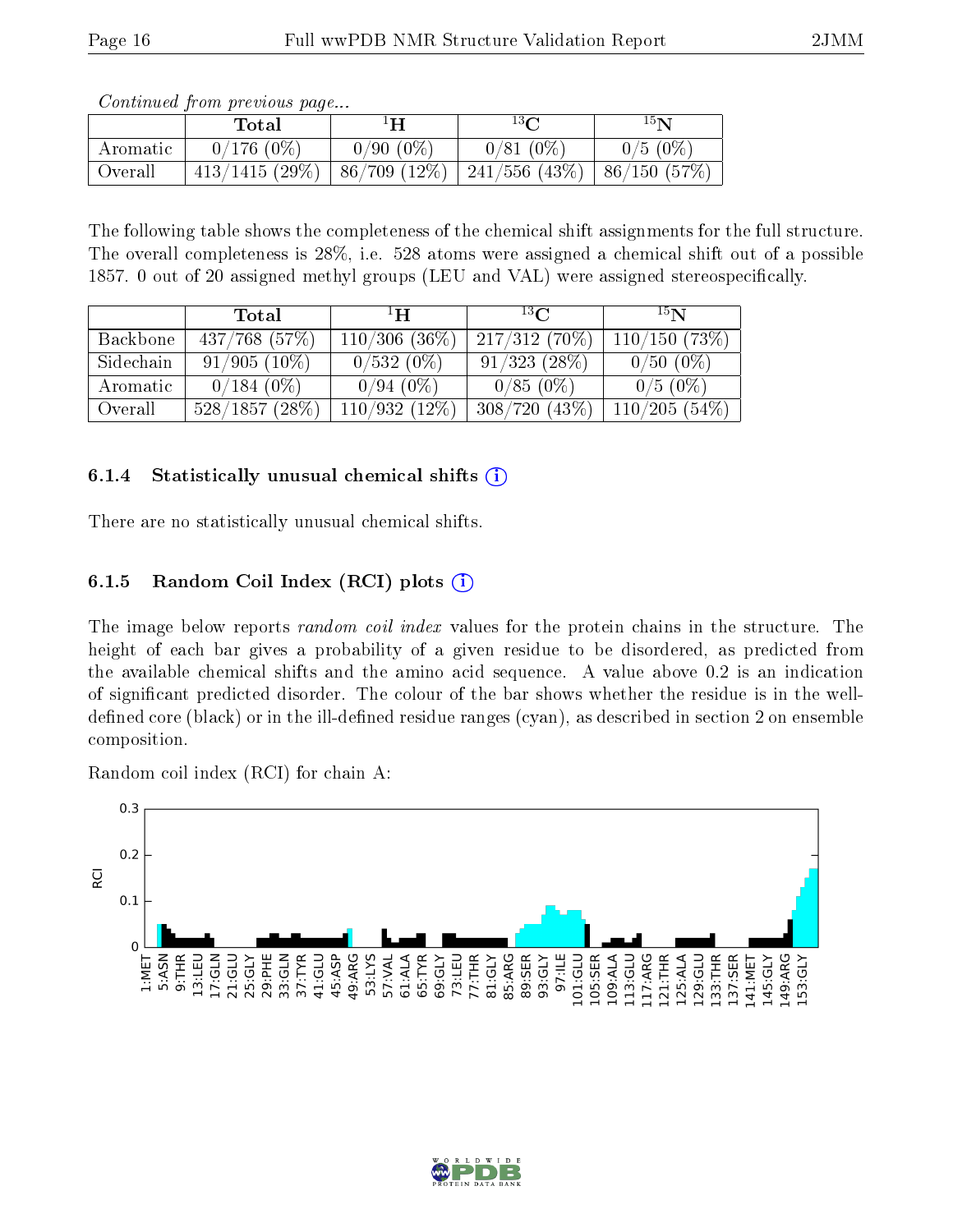*Continued from previous page...*

| | Total | $^{1}H$ | $^{13}C$ | $^{15}N$ |
|---|---|---|---|---|
| Aromatic | 0/176 (0%) | 0/90 (0%) | 0/81 (0%) | 0/5 (0%) |
| Overall | 413/1415 (29%) | 86/709 (12%) | 241/556 (43%) | 86/150 (57%) |

The following table shows the completeness of the chemical shift assignments for the full structure. The overall completeness is 28%, i.e. 528 atoms were assigned a chemical shift out of a possible 1857. 0 out of 20 assigned methyl groups (LEU and VAL) were assigned stereospecifically.

| | Total | $^{1}H$ | $^{13}C$ | $^{15}N$ |
|---|---|---|---|---|
| Backbone | 437/768 (57%) | 110/306 (36%) | 217/312 (70%) | 110/150 (73%) |
| Sidechain | 91/905 (10%) | 0/532 (0%) | 91/323 (28%) | 0/50 (0%) |
| Aromatic | 0/184 (0%) | 0/94 (0%) | 0/85 (0%) | 0/5 (0%) |
| Overall | 528/1857 (28%) | 110/932 (12%) | 308/720 (43%) | 110/205 (54%) |

### 6.1.4 Statistically unusual chemical shifts

There are no statistically unusual chemical shifts.

### 6.1.5 Random Coil Index (RCI) plots

The image below reports *random coil index* values for the protein chains in the structure. The height of each bar gives a probability of a given residue to be disordered, as predicted from the available chemical shifts and the amino acid sequence. A value above 0.2 is an indication of significant predicted disorder. The colour of the bar shows whether the residue is in the well-defined core (black) or in the ill-defined residue ranges (cyan), as described in section 2 on ensemble composition.

Random coil index (RCI) for chain A:

RCI
0.3
0.2
0.1
0
1:MET 5:ASN 9:THR 13:LEU 17:GLN 21:GLU 25:GLY 29:PHE 33:GLN 37:TYR 41:GLU 45:ASP 49:ARG 53:LYS 57:VAL 61:ALA 65:TYR 69:GLY 73:LEU 77:THR 81:GLY 85:ARG 89:SER 93:GLY 97:ILE 101:GLU 105:SER 109:ALA 113:GLU 117:ARG 121:THR 125:ALA 129:GLU 133:THR 137:SER 141:MET 145:GLY 149:ARG 153:GLY